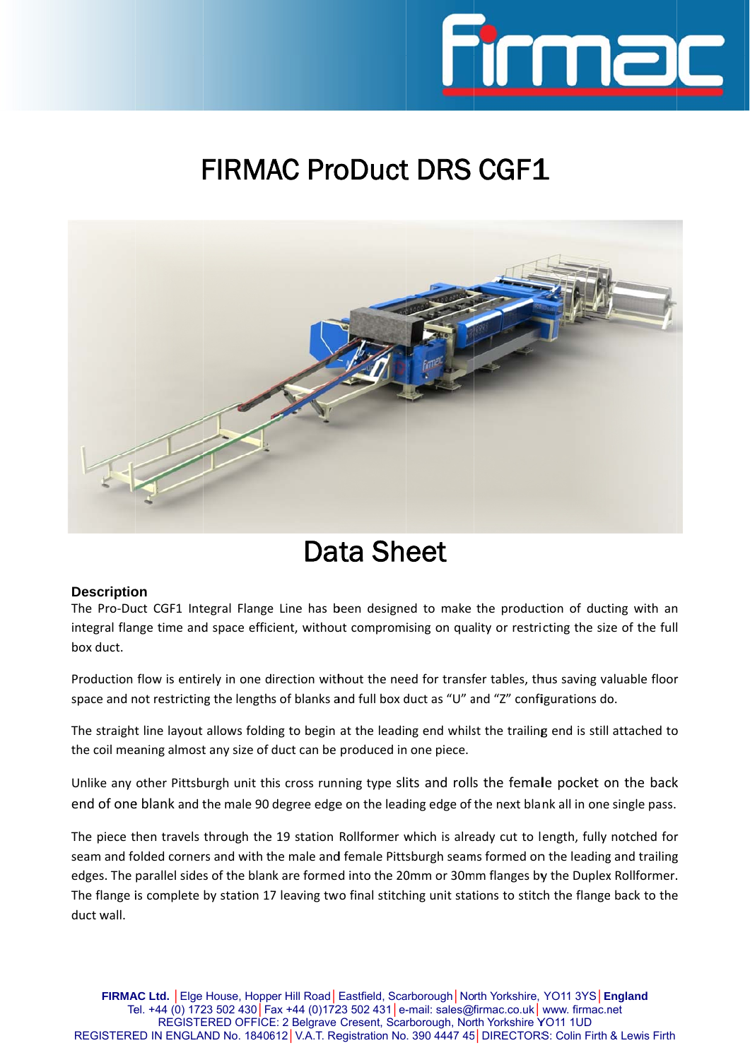# FIRMAC ProDuct DRS CGF1

# Data Sheet

**Description**

The Pro-Duct CGF1 Integral Flange Line has been designed to make the production of ducting with an integral flange time and space efficient, without compromising on quality or restricting the size of the full box duct.

Production flow is entirely in one direction without the need for transfer tables, thus saving valuable floor space and not restricting the lengths of blanks and full box duct as "U" and "Z" configurations do.

The straight line layout allows folding to begin at the leading end whilst the trailing end is still attached to the coil meaning almost any size of duct can be produced in one piece.

Unlike any other Pittsburgh unit this cross running type slits and rolls the female pocket on the back end of one blank and the male 90 degree edge on the leading edge of the next blank all in one single pass.

The piece then travels through the 19 station Rollformer which is already cut to length, fully notched for seam and folded corners and with the male and female Pittsburgh seams formed on the leading and trailing edges. The parallel sides of the blank are formed into the 20mm or 30mm flanges by the Duplex Rollformer. The flange is complete by station 17 leaving two final stitching unit stations to stitch the flange back to the duct wall.

**FIRMAC Ltd.** | Elge House, Hopper Hill Road | Eastfield, Scarborough | North Yorkshire, YO11 3YS | **England**
Tel. +44 (0) 1723 502 430 | Fax +44 (0)1723 502 431 | e-mail: sales@firmac.co.uk | www. firmac.net
REGISTERED OFFICE: 2 Belgrave Cresent, Scarborough, North Yorkshire YO11 1UD
REGISTERED IN ENGLAND No. 1840612 | V.A.T. Registration No. 390 4447 45 | DIRECTORS: Colin Firth & Lewis Firth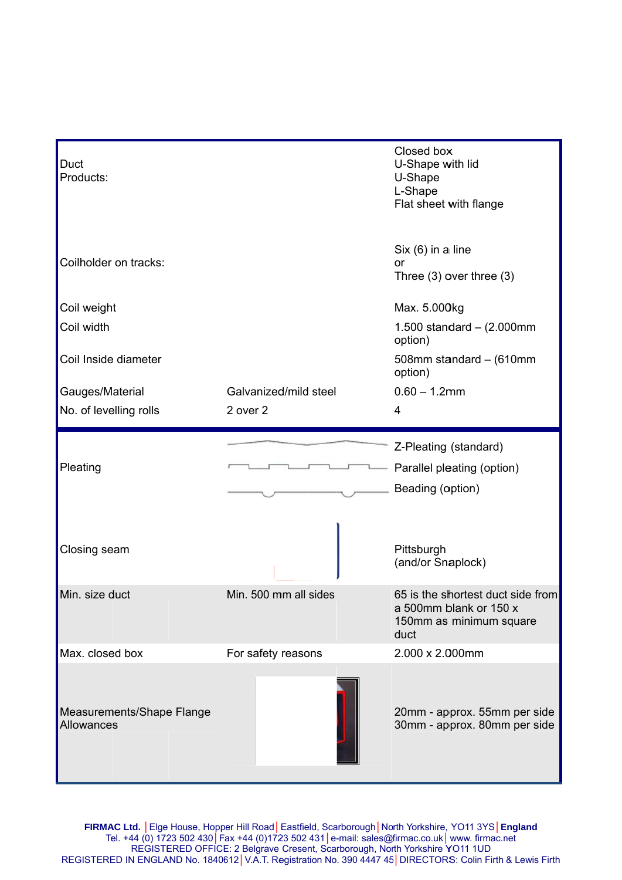| | | |
|---|---|---|
| Duct Products: | | Closed box<br>U-Shape with lid<br>U-Shape<br>L-Shape<br>Flat sheet with flange |
| Coilholder on tracks: | | Six (6) in a line<br>or<br>Three (3) over three (3) |
| Coil weight | | Max. 5.000kg |
| Coil width | | 1.500 standard – (2.000mm option) |
| Coil Inside diameter | | 508mm standard – (610mm option) |
| Gauges/Material | Galvanized/mild steel | 0.60 – 1.2mm |
| No. of levelling rolls | 2 over 2 | 4 |
| Pleating | | Z-Pleating (standard)<br>Parallel pleating (option)<br>Beading (option) |
| Closing seam | | Pittsburgh<br>(and/or Snaplock) |
| Min. size duct | Min. 500 mm all sides | 65 is the shortest duct side from a 500mm blank or 150 x 150mm as minimum square duct |
| Max. closed box | For safety reasons | 2.000 x 2.000mm |
| Measurements/Shape Flange Allowances | | 20mm - approx. 55mm per side<br>30mm - approx. 80mm per side |

**FIRMAC Ltd.** | Elge House, Hopper Hill Road | Eastfield, Scarborough | North Yorkshire, YO11 3YS | **England**
Tel. +44 (0) 1723 502 430 | Fax +44 (0)1723 502 431 | e-mail: sales@firmac.co.uk | www. firmac.net
REGISTERED OFFICE: 2 Belgrave Cresent, Scarborough, North Yorkshire YO11 1UD
REGISTERED IN ENGLAND No. 1840612 | V.A.T. Registration No. 390 4447 45 | DIRECTORS: Colin Firth & Lewis Firth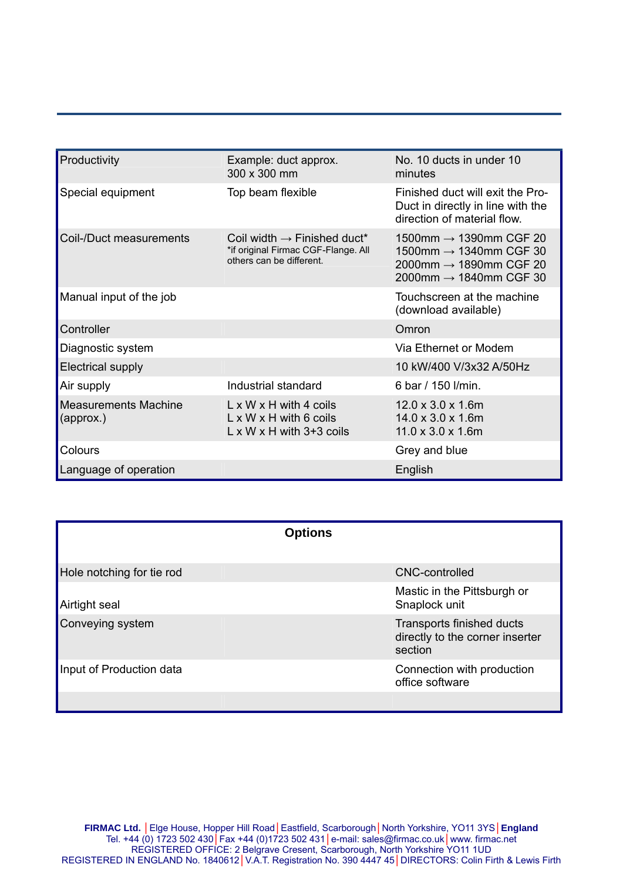| | | |
|---|---|---|
| Productivity | Example: duct approx. 300 x 300 mm | No. 10 ducts in under 10 minutes |
| Special equipment | Top beam flexible | Finished duct will exit the Pro-Duct in directly in line with the direction of material flow. |
| Coil-/Duct measurements | Coil width → Finished duct* *if original Firmac CGF-Flange. All others can be different. | 1500mm → 1390mm CGF 20<br>1500mm → 1340mm CGF 30<br>2000mm → 1890mm CGF 20<br>2000mm → 1840mm CGF 30 |
| Manual input of the job | | Touchscreen at the machine (download available) |
| Controller | | Omron |
| Diagnostic system | | Via Ethernet or Modem |
| Electrical supply | | 10 kW/400 V/3x32 A/50Hz |
| Air supply | Industrial standard | 6 bar / 150 l/min. |
| Measurements Machine (approx.) | L x W x H with 4 coils<br>L x W x H with 6 coils<br>L x W x H with 3+3 coils | 12.0 x 3.0 x 1.6m<br>14.0 x 3.0 x 1.6m<br>11.0 x 3.0 x 1.6m |
| Colours | | Grey and blue |
| Language of operation | | English |

| | **Options** | |
|---|---|---|
| Hole notching for tie rod | | CNC-controlled |
| Airtight seal | | Mastic in the Pittsburgh or Snaplock unit |
| Conveying system | | Transports finished ducts directly to the corner inserter section |
| Input of Production data | | Connection with production office software |
| | | |

**FIRMAC Ltd.** | Elge House, Hopper Hill Road | Eastfield, Scarborough | North Yorkshire, YO11 3YS | **England**
Tel. +44 (0) 1723 502 430 | Fax +44 (0)1723 502 431 | e-mail: sales@firmac.co.uk | www. firmac.net
REGISTERED OFFICE: 2 Belgrave Cresent, Scarborough, North Yorkshire YO11 1UD
REGISTERED IN ENGLAND No. 1840612 | V.A.T. Registration No. 390 4447 45 | DIRECTORS: Colin Firth & Lewis Firth